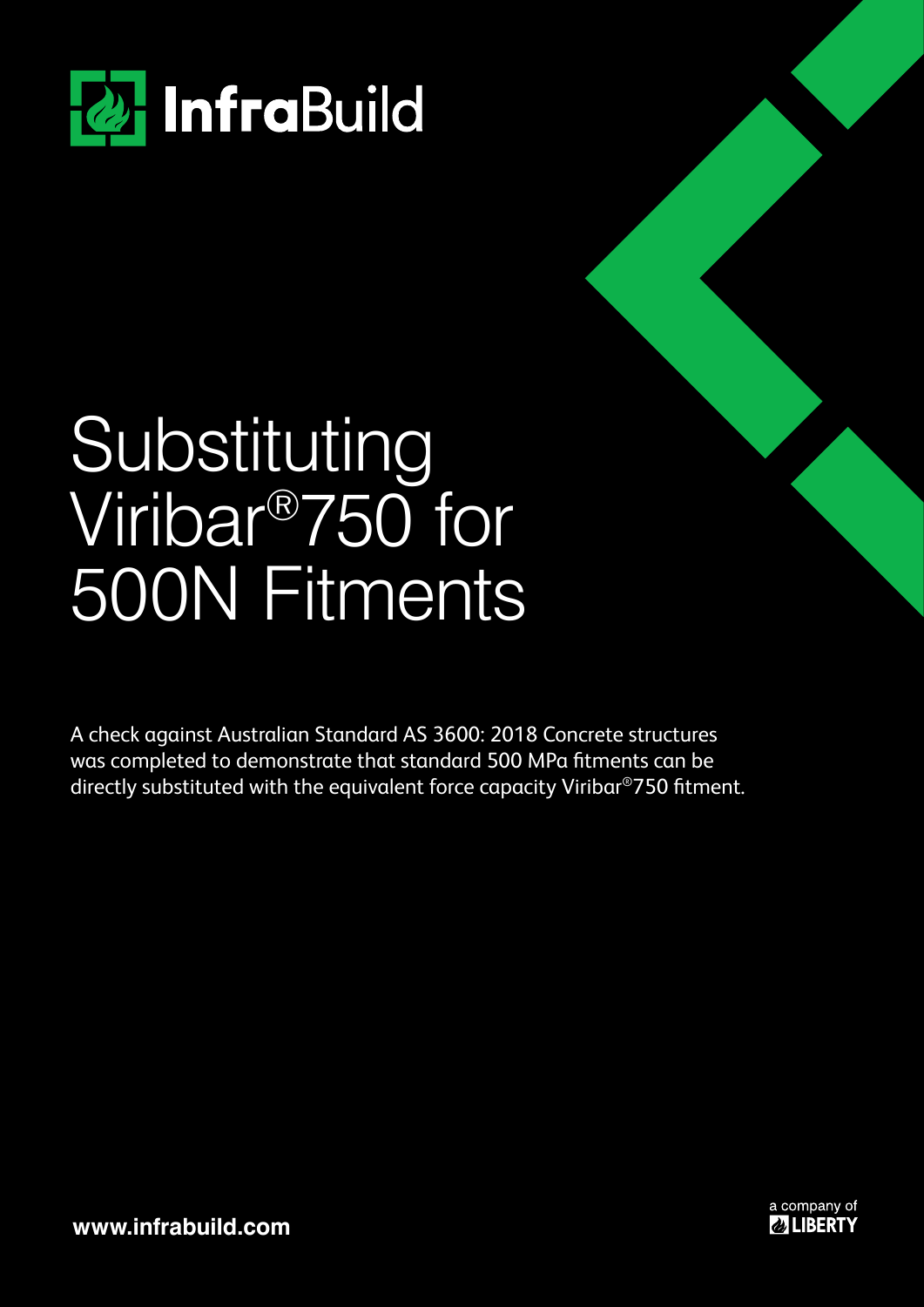InfraBuild

# Substituting Viribar®750 for 500N Fitments

A check against Australian Standard AS 3600: 2018 Concrete structures was completed to demonstrate that standard 500 MPa fitments can be directly substituted with the equivalent force capacity Viribar®750 fitment.

**www.infrabuild.com**

a company of LIBERTY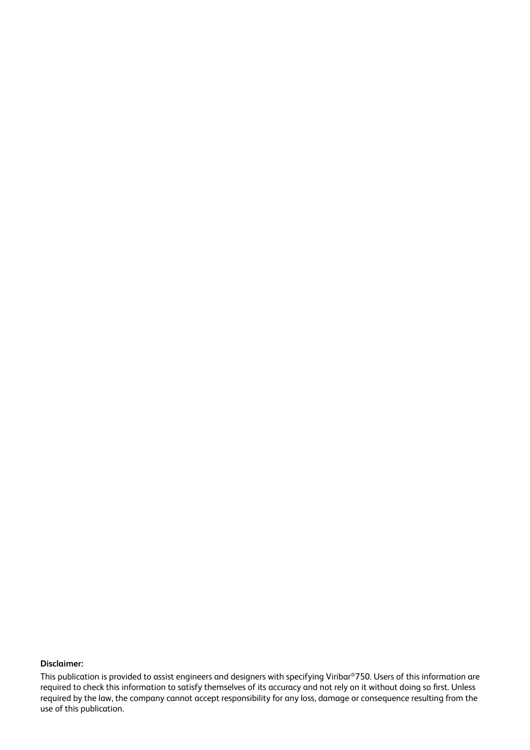**Disclaimer:**

This publication is provided to assist engineers and designers with specifying Viribar®750. Users of this information are required to check this information to satisfy themselves of its accuracy and not rely on it without doing so first. Unless required by the law, the company cannot accept responsibility for any loss, damage or consequence resulting from the use of this publication.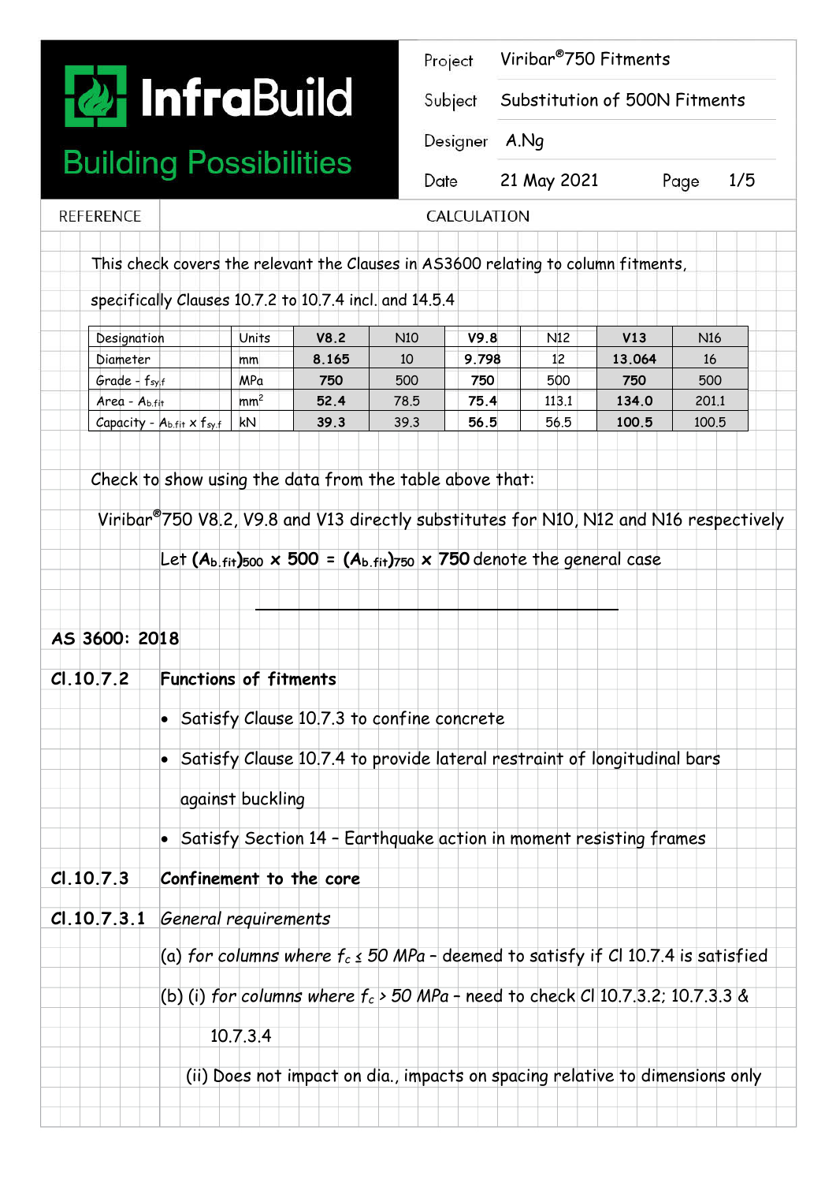InfraBuild — Building Possibilities

| Project | Viribar®750 Fitments |
|---|---|
| Subject | Substitution of 500N Fitments |
| Designer | A.Ng |
| Date | 21 May 2021 |

REFERENCE — CALCULATION

This check covers the relevant the Clauses in AS3600 relating to column fitments, specifically Clauses 10.7.2 to 10.7.4 incl. and 14.5.4

| Designation | Units | V8.2 | N10 | V9.8 | N12 | V13 | N16 |
|---|---|---|---|---|---|---|---|
| Diameter | mm | **8.165** | 10 | **9.798** | 12 | **13.064** | 16 |
| Grade - $f_{sy.f}$ | MPa | **750** | 500 | **750** | 500 | **750** | 500 |
| Area - $A_{b.fit}$ | mm² | **52.4** | 78.5 | **75.4** | 113.1 | **134.0** | 201.1 |
| Capacity - $A_{b.fit} \times f_{sy.f}$ | kN | **39.3** | 39.3 | **56.5** | 56.5 | **100.5** | 100.5 |

Check to show using the data from the table above that:

Viribar®750 V8.2, V9.8 and V13 directly substitutes for N10, N12 and N16 respectively

Let $(A_{b.fit})_{500} \times 500 = (A_{b.fit})_{750} \times 750$ denote the general case

---

**AS 3600: 2018**

**Cl.10.7.2 Functions of fitments**

- Satisfy Clause 10.7.3 to confine concrete
- Satisfy Clause 10.7.4 to provide lateral restraint of longitudinal bars against buckling
- Satisfy Section 14 – Earthquake action in moment resisting frames

**Cl.10.7.3 Confinement to the core**

**Cl.10.7.3.1** *General requirements*

(a) *for columns where* $f_c \leq 50$ *MPa* – deemed to satisfy if Cl 10.7.4 is satisfied

(b) (i) *for columns where* $f_c > 50$ *MPa* – need to check Cl 10.7.3.2; 10.7.3.3 & 10.7.3.4

(ii) Does not impact on dia., impacts on spacing relative to dimensions only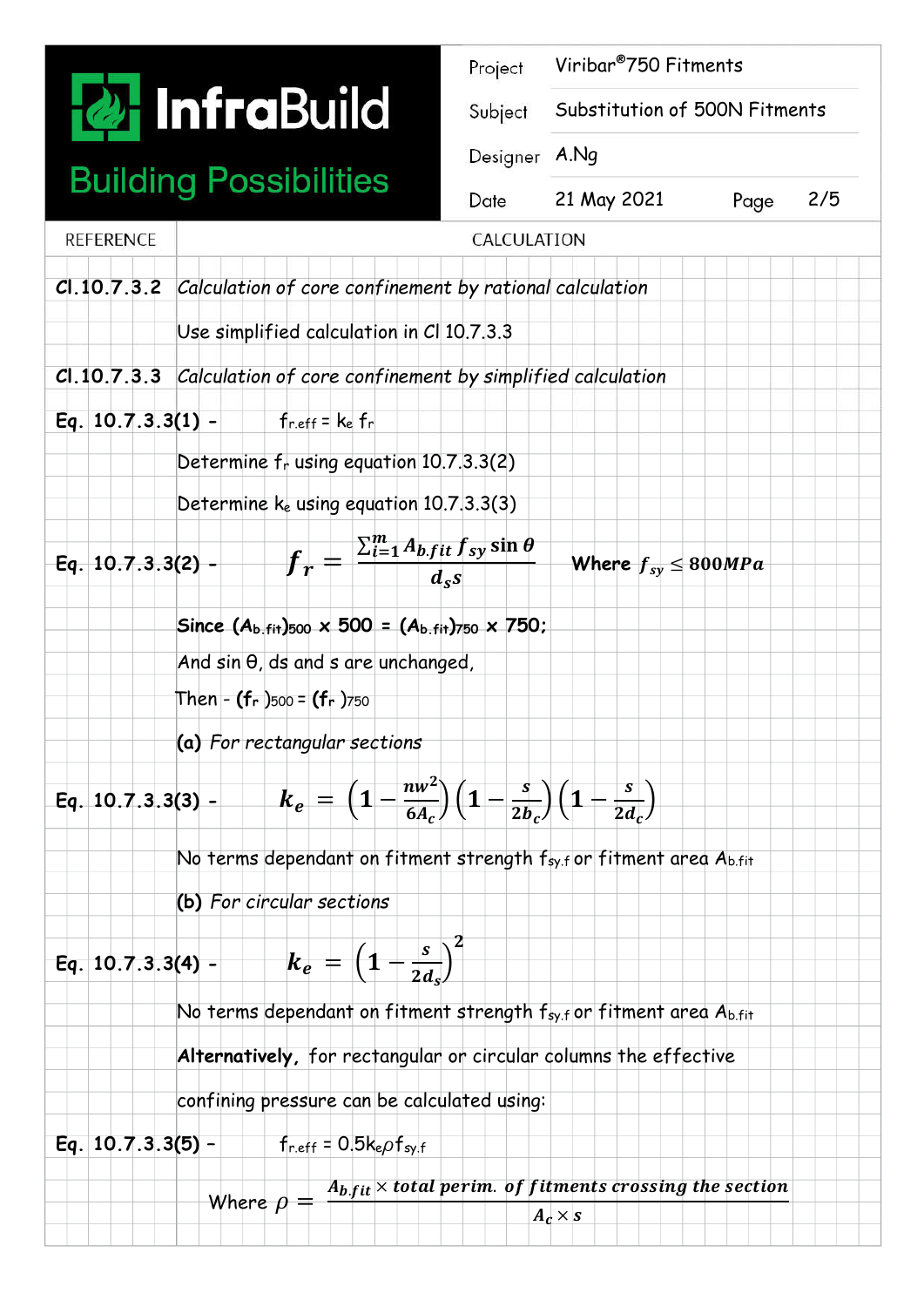| REFERENCE | CALCULATION |
|---|---|
| **Cl.10.7.3.2** | *Calculation of core confinement by rational calculation* |
| | Use simplified calculation in Cl 10.7.3.3 |
| **Cl.10.7.3.3** | *Calculation of core confinement by simplified calculation* |

**Eq. 10.7.3.3(1) -** $f_{r.eff} = k_e f_r$

Determine $f_r$ using equation 10.7.3.3(2)

Determine $k_e$ using equation 10.7.3.3(3)

**Eq. 10.7.3.3(2) -**

$$f_r = \frac{\sum_{i=1}^{m} A_{b.fit} f_{sy} \sin\theta}{d_s s} \quad \text{Where } f_{sy} \leq 800MPa$$

**Since $(A_{b.fit})_{500} \times 500 = (A_{b.fit})_{750} \times 750$;**

And $\sin\theta$, ds and s are unchanged,

Then - $(f_r)_{500} = (f_r)_{750}$

**(a)** *For rectangular sections*

**Eq. 10.7.3.3(3) -**

$$k_e = \left(1 - \frac{nw^2}{6A_c}\right)\left(1 - \frac{s}{2b_c}\right)\left(1 - \frac{s}{2d_c}\right)$$

No terms dependant on fitment strength $f_{sy.f}$ or fitment area $A_{b.fit}$

**(b)** *For circular sections*

**Eq. 10.7.3.3(4) -**

$$k_e = \left(1 - \frac{s}{2d_s}\right)^2$$

No terms dependant on fitment strength $f_{sy.f}$ or fitment area $A_{b.fit}$

**Alternatively,** for rectangular or circular columns the effective confining pressure can be calculated using:

**Eq. 10.7.3.3(5) -** $f_{r.eff} = 0.5 k_e \rho f_{sy.f}$

$$\text{Where } \rho = \frac{A_{b.fit} \times \text{total perim. of fitments crossing the section}}{A_c \times s}$$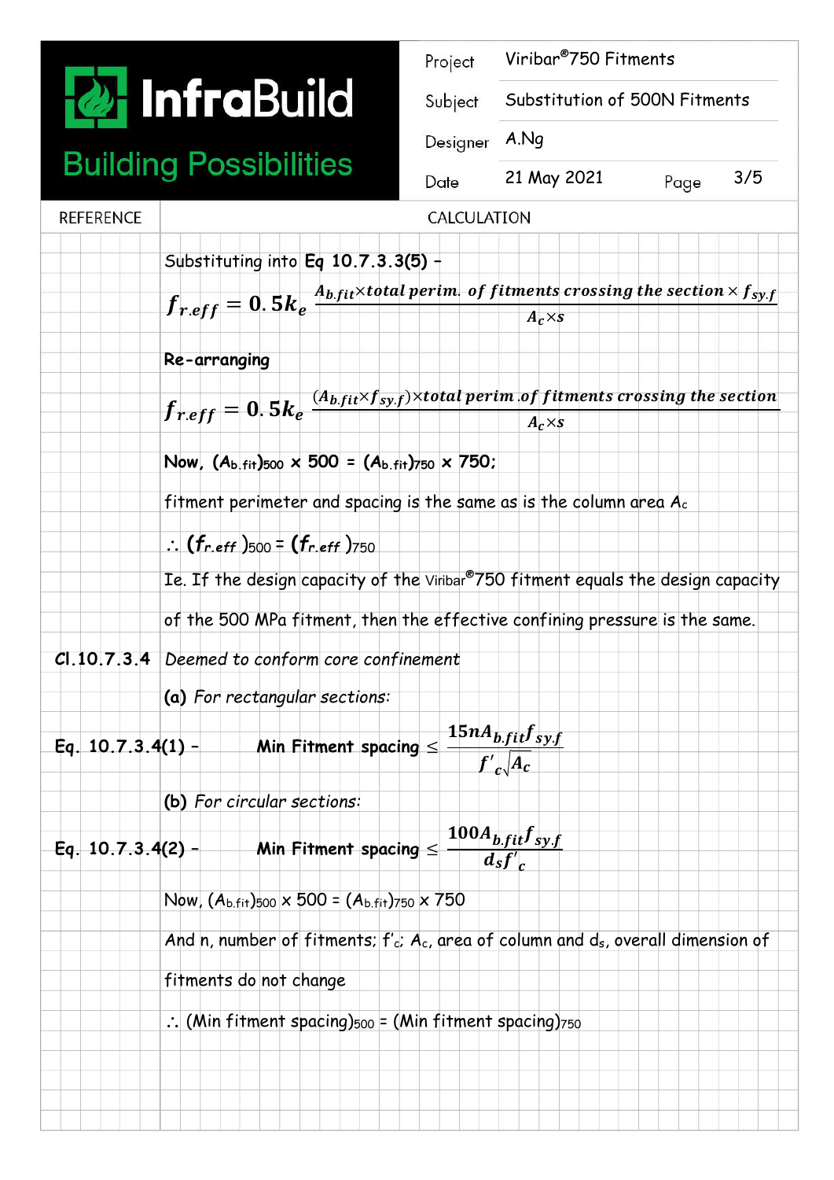| REFERENCE | CALCULATION |
|---|---|

Substituting into **Eq 10.7.3.3(5)** –

$$f_{r.eff} = 0.5k_e \frac{A_{b.fit} \times total\ perim.\ of\ fitments\ crossing\ the\ section \times f_{sy.f}}{A_c \times s}$$

**Re-arranging**

$$f_{r.eff} = 0.5k_e \frac{(A_{b.fit} \times f_{sy.f}) \times total\ perim\ .of\ fitments\ crossing\ the\ section}{A_c \times s}$$

**Now, $(A_{b.fit})_{500}$ x 500 = $(A_{b.fit})_{750}$ x 750;**

fitment perimeter and spacing is the same as is the column area $A_c$

$\therefore$ $(f_{r.eff})_{500} = (f_{r.eff})_{750}$

Ie. If the design capacity of the Viribar®750 fitment equals the design capacity of the 500 MPa fitment, then the effective confining pressure is the same.

**Cl.10.7.3.4** *Deemed to conform core confinement*

**(a)** *For rectangular sections:*

**Eq. 10.7.3.4(1)** – **Min Fitment spacing** $\leq \dfrac{15nA_{b.fit}f_{sy.f}}{f'_c\sqrt{A_c}}$

**(b)** *For circular sections:*

**Eq. 10.7.3.4(2)** – **Min Fitment spacing** $\leq \dfrac{100A_{b.fit}f_{sy.f}}{d_s f'_c}$

Now, $(A_{b.fit})_{500}$ x 500 = $(A_{b.fit})_{750}$ x 750

And n, number of fitments; $f'_c$; $A_c$, area of column and $d_s$, overall dimension of fitments do not change

$\therefore$ (Min fitment spacing)$_{500}$ = (Min fitment spacing)$_{750}$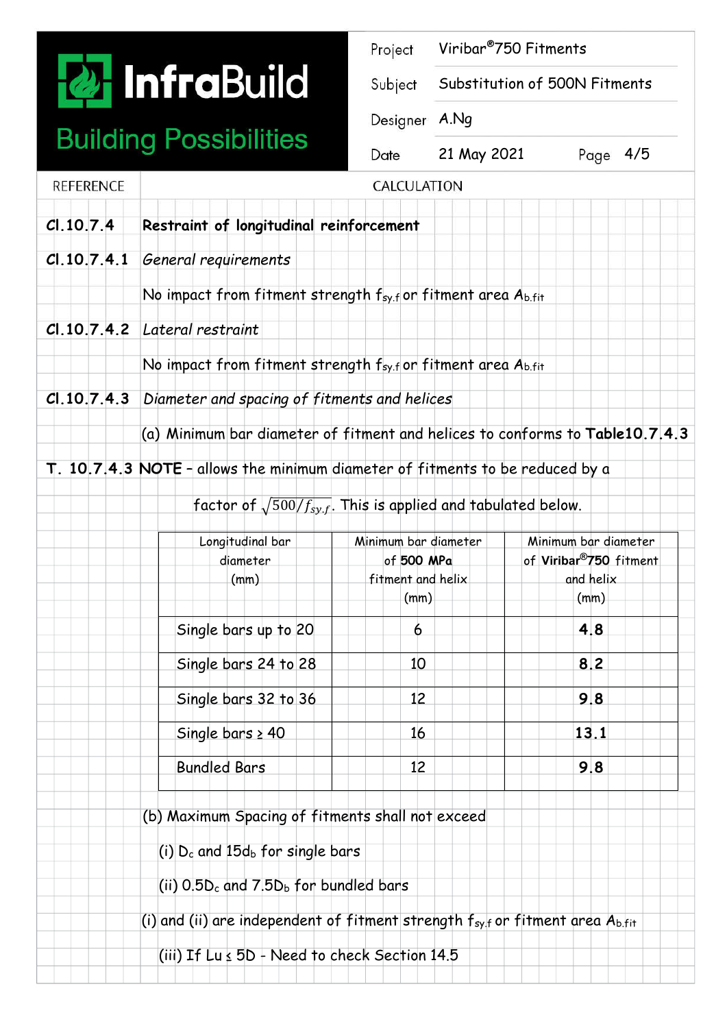| Project | Viribar®750 Fitments |
|---|---|
| Subject | Substitution of 500N Fitments |
| Designer | A.Ng |
| Date | 21 May 2021 |

| REFERENCE | CALCULATION |
|---|---|

**Cl.10.7.4** **Restraint of longitudinal reinforcement**

**Cl.10.7.4.1** *General requirements*

No impact from fitment strength $f_{sy.f}$ or fitment area $A_{b.fit}$

**Cl.10.7.4.2** *Lateral restraint*

No impact from fitment strength $f_{sy.f}$ or fitment area $A_{b.fit}$

**Cl.10.7.4.3** *Diameter and spacing of fitments and helices*

(a) Minimum bar diameter of fitment and helices to conforms to **Table10.7.4.3**

**T. 10.7.4.3 NOTE** – allows the minimum diameter of fitments to be reduced by a factor of $\sqrt{500/f_{sy.f}}$. This is applied and tabulated below.

| Longitudinal bar diameter (mm) | Minimum bar diameter of **500 MPa** fitment and helix (mm) | Minimum bar diameter of **Viribar®750** fitment and helix (mm) |
|---|---|---|
| Single bars up to 20 | 6 | **4.8** |
| Single bars 24 to 28 | 10 | **8.2** |
| Single bars 32 to 36 | 12 | **9.8** |
| Single bars ≥ 40 | 16 | **13.1** |
| Bundled Bars | 12 | **9.8** |

(b) Maximum Spacing of fitments shall not exceed

(i) $D_c$ and $15d_b$ for single bars

(ii) $0.5D_c$ and $7.5D_b$ for bundled bars

(i) and (ii) are independent of fitment strength $f_{sy.f}$ or fitment area $A_{b.fit}$

(iii) If $L_u \leq 5D$ - Need to check Section 14.5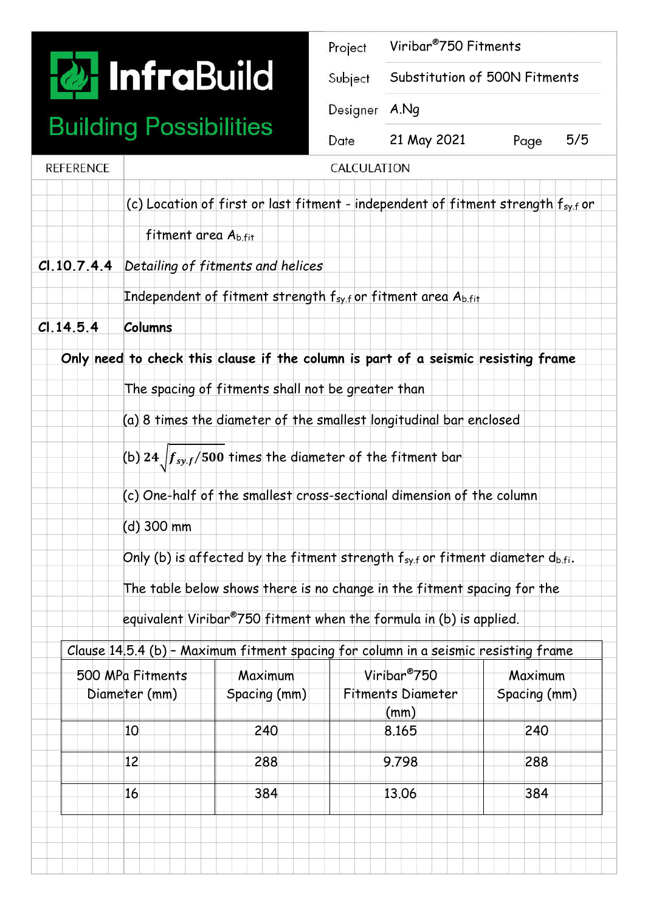(c) Location of first or last fitment - independent of fitment strength $f_{sy.f}$ or fitment area $A_{b.fit}$

**Cl.10.7.4.4** *Detailing of fitments and helices*

Independent of fitment strength $f_{sy.f}$ or fitment area $A_{b.fit}$

**Cl.14.5.4** **Columns**

**Only need to check this clause if the column is part of a seismic resisting frame**

The spacing of fitments shall not be greater than

(a) 8 times the diameter of the smallest longitudinal bar enclosed

(b) $24\sqrt{f_{sy.f}/500}$ times the diameter of the fitment bar

(c) One-half of the smallest cross-sectional dimension of the column

(d) 300 mm

Only (b) is affected by the fitment strength $f_{sy.f}$ or fitment diameter $d_{b.fi}$.

The table below shows there is no change in the fitment spacing for the equivalent Viribar®750 fitment when the formula in (b) is applied.

| Clause 14.5.4 (b) – Maximum fitment spacing for column in a seismic resisting frame | | | |
|---|---|---|---|
| 500 MPa Fitments Diameter (mm) | Maximum Spacing (mm) | Viribar®750 Fitments Diameter (mm) | Maximum Spacing (mm) |
| 10 | 240 | 8.165 | 240 |
| 12 | 288 | 9.798 | 288 |
| 16 | 384 | 13.06 | 384 |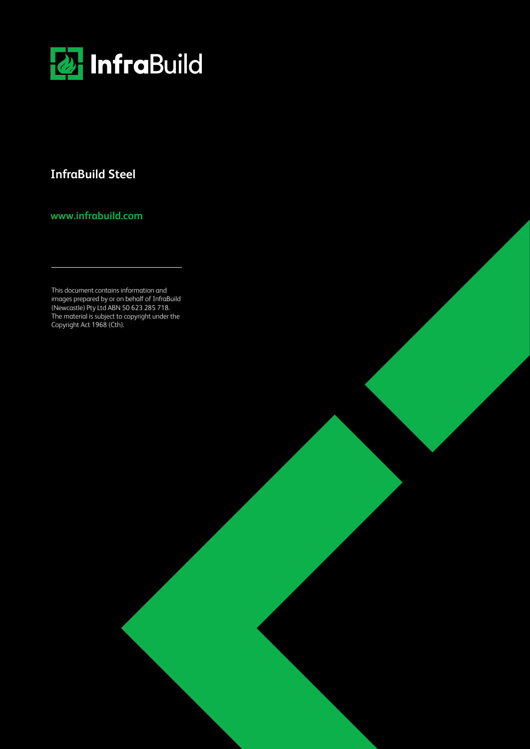InfraBuild

**InfraBuild Steel**

**www.infrabuild.com**

---

This document contains information and images prepared by or on behalf of InfraBuild (Newcastle) Pty Ltd ABN 50 623 285 718. The material is subject to copyright under the Copyright Act 1968 (Cth).